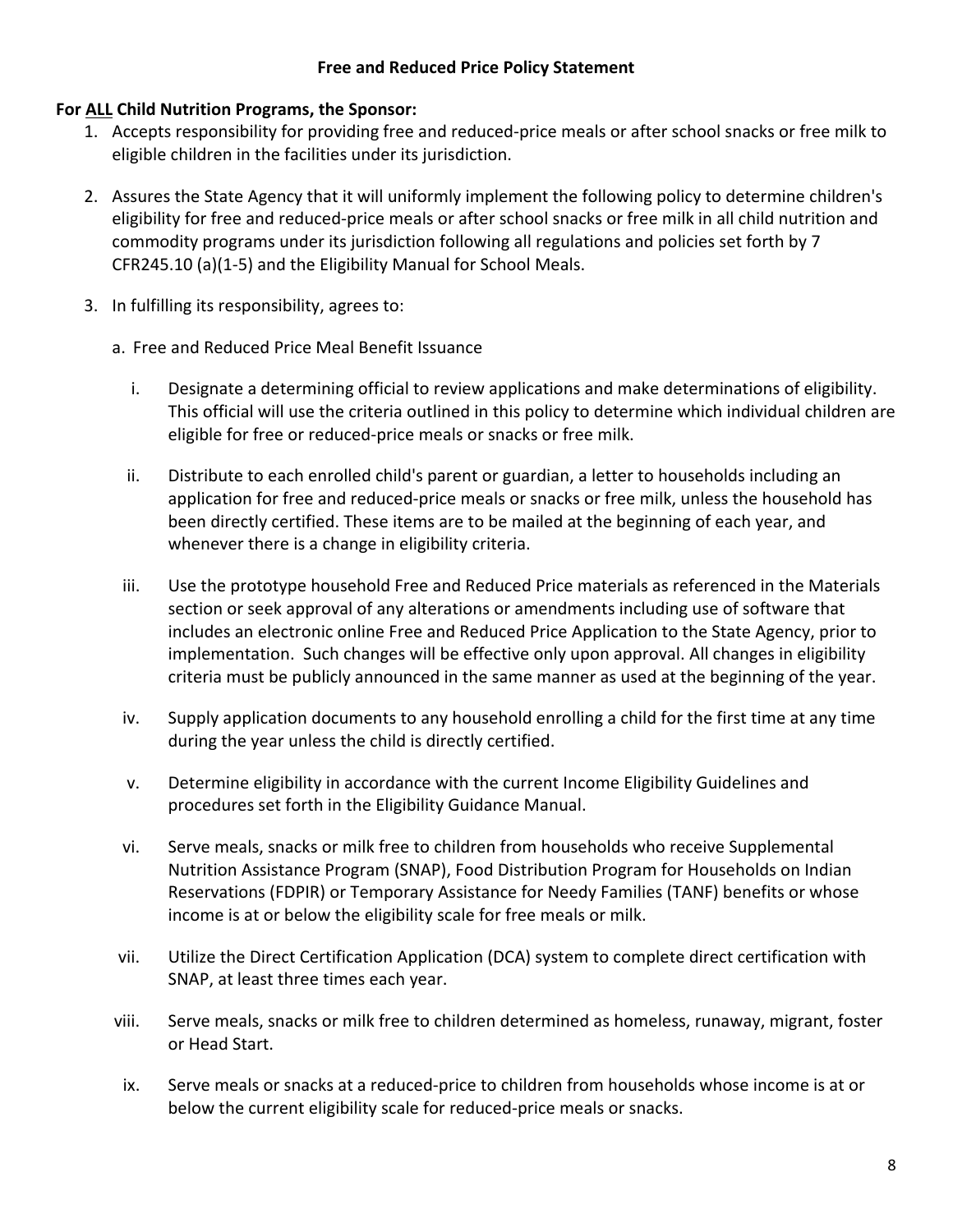## Free and Reduced Price Policy Statement

**For <u>ALL</u> Child Nutrition Programs, the Sponsor:**

1. Accepts responsibility for providing free and reduced-price meals or after school snacks or free milk to eligible children in the facilities under its jurisdiction.

2. Assures the State Agency that it will uniformly implement the following policy to determine children's eligibility for free and reduced-price meals or after school snacks or free milk in all child nutrition and commodity programs under its jurisdiction following all regulations and policies set forth by 7 CFR245.10 (a)(1-5) and the Eligibility Manual for School Meals.

3. In fulfilling its responsibility, agrees to:

   a. Free and Reduced Price Meal Benefit Issuance

      i. Designate a determining official to review applications and make determinations of eligibility. This official will use the criteria outlined in this policy to determine which individual children are eligible for free or reduced-price meals or snacks or free milk.

      ii. Distribute to each enrolled child's parent or guardian, a letter to households including an application for free and reduced-price meals or snacks or free milk, unless the household has been directly certified. These items are to be mailed at the beginning of each year, and whenever there is a change in eligibility criteria.

      iii. Use the prototype household Free and Reduced Price materials as referenced in the Materials section or seek approval of any alterations or amendments including use of software that includes an electronic online Free and Reduced Price Application to the State Agency, prior to implementation. Such changes will be effective only upon approval. All changes in eligibility criteria must be publicly announced in the same manner as used at the beginning of the year.

      iv. Supply application documents to any household enrolling a child for the first time at any time during the year unless the child is directly certified.

      v. Determine eligibility in accordance with the current Income Eligibility Guidelines and procedures set forth in the Eligibility Guidance Manual.

      vi. Serve meals, snacks or milk free to children from households who receive Supplemental Nutrition Assistance Program (SNAP), Food Distribution Program for Households on Indian Reservations (FDPIR) or Temporary Assistance for Needy Families (TANF) benefits or whose income is at or below the eligibility scale for free meals or milk.

      vii. Utilize the Direct Certification Application (DCA) system to complete direct certification with SNAP, at least three times each year.

      viii. Serve meals, snacks or milk free to children determined as homeless, runaway, migrant, foster or Head Start.

      ix. Serve meals or snacks at a reduced-price to children from households whose income is at or below the current eligibility scale for reduced-price meals or snacks.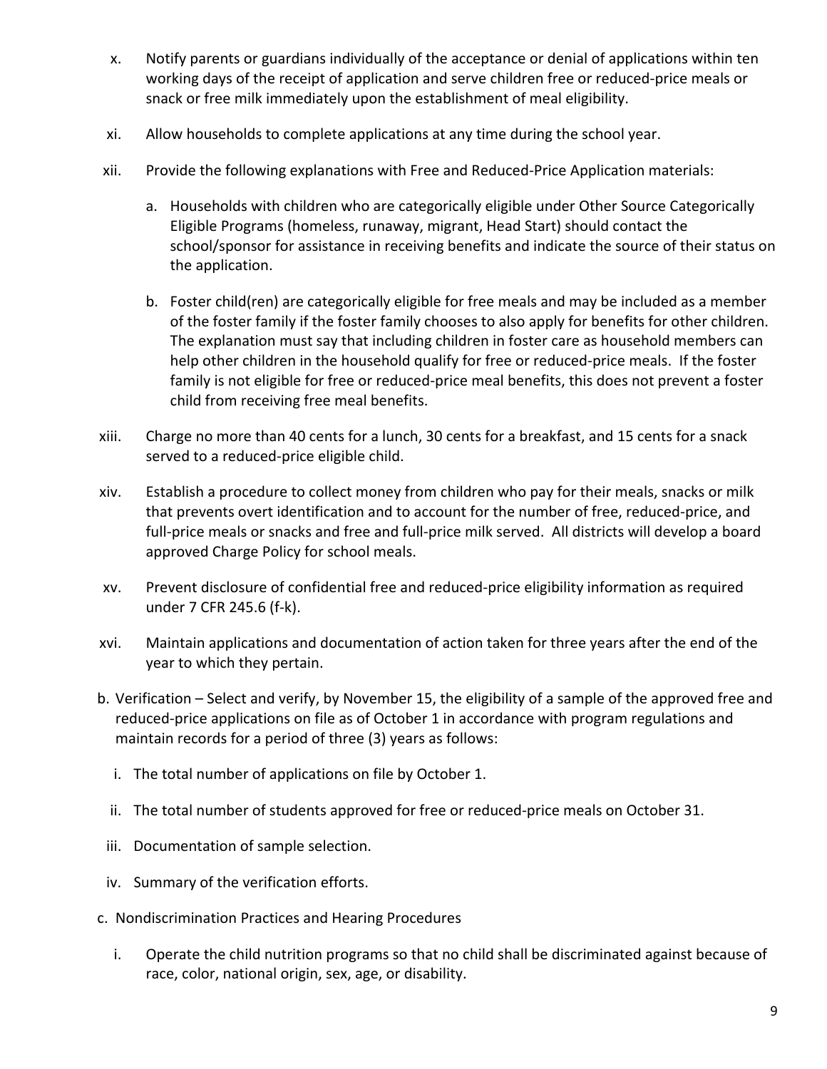x. Notify parents or guardians individually of the acceptance or denial of applications within ten working days of the receipt of application and serve children free or reduced-price meals or snack or free milk immediately upon the establishment of meal eligibility.

xi. Allow households to complete applications at any time during the school year.

xii. Provide the following explanations with Free and Reduced-Price Application materials:

   a. Households with children who are categorically eligible under Other Source Categorically Eligible Programs (homeless, runaway, migrant, Head Start) should contact the school/sponsor for assistance in receiving benefits and indicate the source of their status on the application.

   b. Foster child(ren) are categorically eligible for free meals and may be included as a member of the foster family if the foster family chooses to also apply for benefits for other children. The explanation must say that including children in foster care as household members can help other children in the household qualify for free or reduced-price meals. If the foster family is not eligible for free or reduced-price meal benefits, this does not prevent a foster child from receiving free meal benefits.

xiii. Charge no more than 40 cents for a lunch, 30 cents for a breakfast, and 15 cents for a snack served to a reduced-price eligible child.

xiv. Establish a procedure to collect money from children who pay for their meals, snacks or milk that prevents overt identification and to account for the number of free, reduced-price, and full-price meals or snacks and free and full-price milk served. All districts will develop a board approved Charge Policy for school meals.

xv. Prevent disclosure of confidential free and reduced-price eligibility information as required under 7 CFR 245.6 (f-k).

xvi. Maintain applications and documentation of action taken for three years after the end of the year to which they pertain.

b. Verification – Select and verify, by November 15, the eligibility of a sample of the approved free and reduced-price applications on file as of October 1 in accordance with program regulations and maintain records for a period of three (3) years as follows:

   i. The total number of applications on file by October 1.

   ii. The total number of students approved for free or reduced-price meals on October 31.

   iii. Documentation of sample selection.

   iv. Summary of the verification efforts.

c. Nondiscrimination Practices and Hearing Procedures

   i. Operate the child nutrition programs so that no child shall be discriminated against because of race, color, national origin, sex, age, or disability.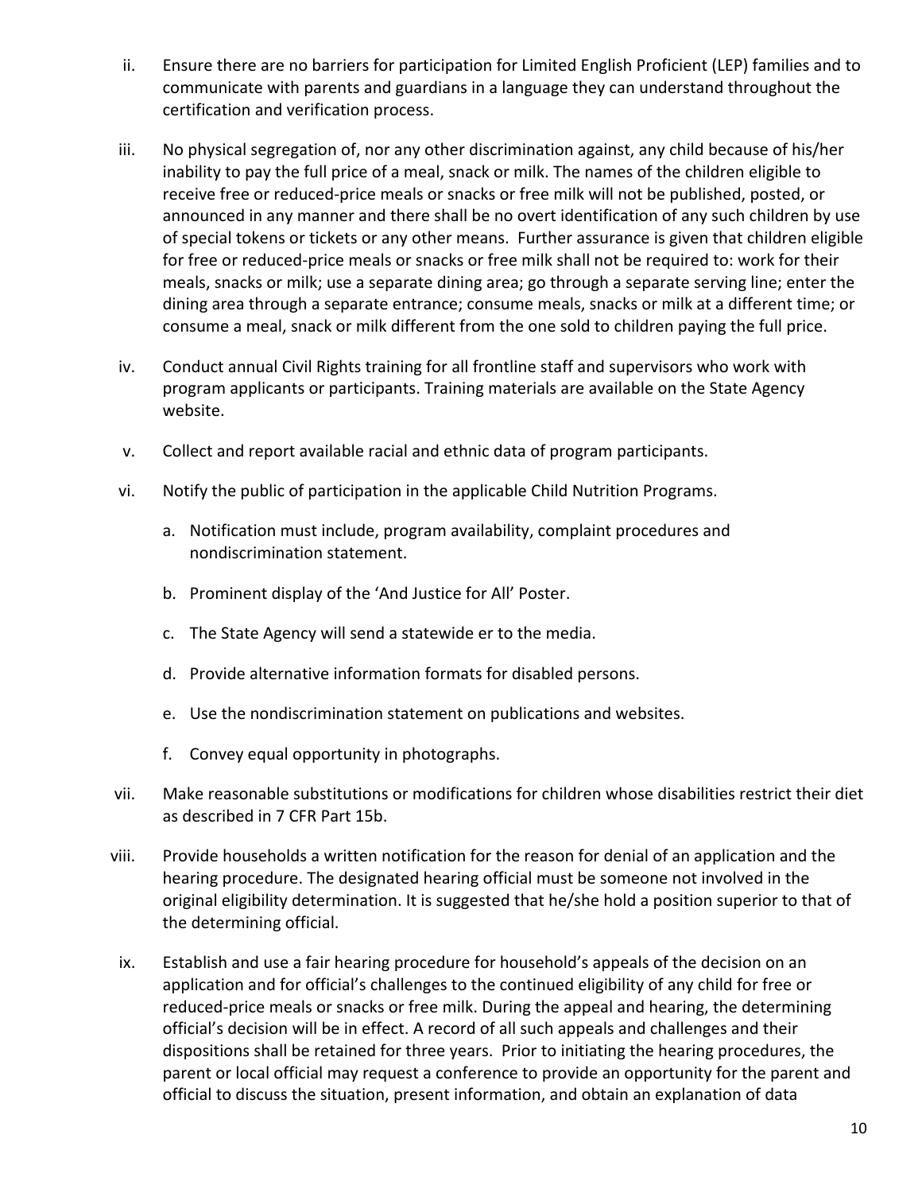ii. Ensure there are no barriers for participation for Limited English Proficient (LEP) families and to communicate with parents and guardians in a language they can understand throughout the certification and verification process.

iii. No physical segregation of, nor any other discrimination against, any child because of his/her inability to pay the full price of a meal, snack or milk. The names of the children eligible to receive free or reduced-price meals or snacks or free milk will not be published, posted, or announced in any manner and there shall be no overt identification of any such children by use of special tokens or tickets or any other means. Further assurance is given that children eligible for free or reduced-price meals or snacks or free milk shall not be required to: work for their meals, snacks or milk; use a separate dining area; go through a separate serving line; enter the dining area through a separate entrance; consume meals, snacks or milk at a different time; or consume a meal, snack or milk different from the one sold to children paying the full price.

iv. Conduct annual Civil Rights training for all frontline staff and supervisors who work with program applicants or participants. Training materials are available on the State Agency website.

v. Collect and report available racial and ethnic data of program participants.

vi. Notify the public of participation in the applicable Child Nutrition Programs.

   a. Notification must include, program availability, complaint procedures and nondiscrimination statement.

   b. Prominent display of the 'And Justice for All' Poster.

   c. The State Agency will send a statewide er to the media.

   d. Provide alternative information formats for disabled persons.

   e. Use the nondiscrimination statement on publications and websites.

   f. Convey equal opportunity in photographs.

vii. Make reasonable substitutions or modifications for children whose disabilities restrict their diet as described in 7 CFR Part 15b.

viii. Provide households a written notification for the reason for denial of an application and the hearing procedure. The designated hearing official must be someone not involved in the original eligibility determination. It is suggested that he/she hold a position superior to that of the determining official.

ix. Establish and use a fair hearing procedure for household's appeals of the decision on an application and for official's challenges to the continued eligibility of any child for free or reduced-price meals or snacks or free milk. During the appeal and hearing, the determining official's decision will be in effect. A record of all such appeals and challenges and their dispositions shall be retained for three years. Prior to initiating the hearing procedures, the parent or local official may request a conference to provide an opportunity for the parent and official to discuss the situation, present information, and obtain an explanation of data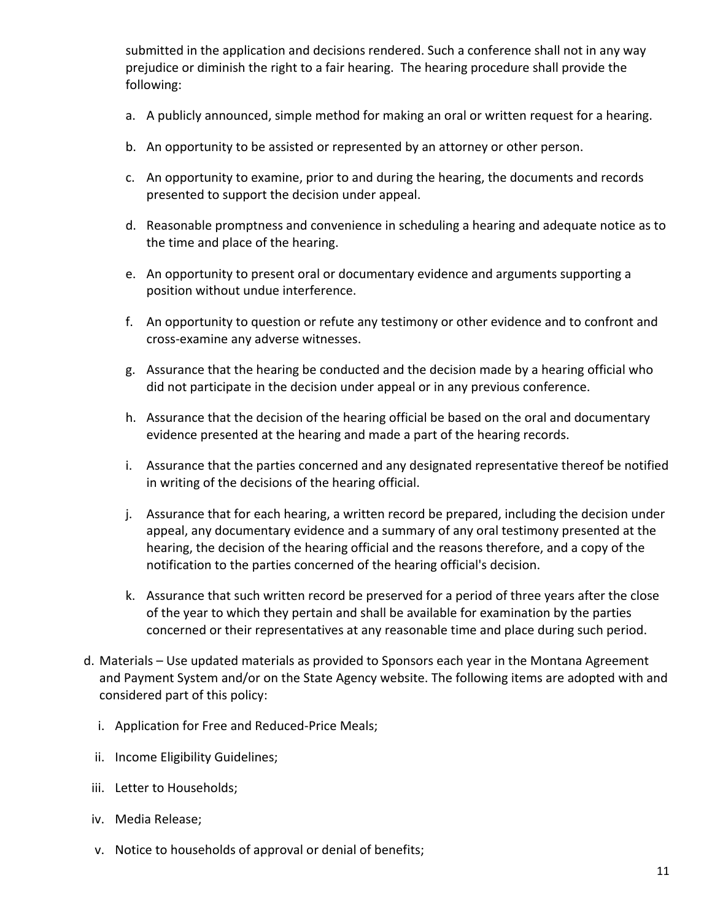submitted in the application and decisions rendered. Such a conference shall not in any way prejudice or diminish the right to a fair hearing. The hearing procedure shall provide the following:

a. A publicly announced, simple method for making an oral or written request for a hearing.

b. An opportunity to be assisted or represented by an attorney or other person.

c. An opportunity to examine, prior to and during the hearing, the documents and records presented to support the decision under appeal.

d. Reasonable promptness and convenience in scheduling a hearing and adequate notice as to the time and place of the hearing.

e. An opportunity to present oral or documentary evidence and arguments supporting a position without undue interference.

f. An opportunity to question or refute any testimony or other evidence and to confront and cross-examine any adverse witnesses.

g. Assurance that the hearing be conducted and the decision made by a hearing official who did not participate in the decision under appeal or in any previous conference.

h. Assurance that the decision of the hearing official be based on the oral and documentary evidence presented at the hearing and made a part of the hearing records.

i. Assurance that the parties concerned and any designated representative thereof be notified in writing of the decisions of the hearing official.

j. Assurance that for each hearing, a written record be prepared, including the decision under appeal, any documentary evidence and a summary of any oral testimony presented at the hearing, the decision of the hearing official and the reasons therefore, and a copy of the notification to the parties concerned of the hearing official's decision.

k. Assurance that such written record be preserved for a period of three years after the close of the year to which they pertain and shall be available for examination by the parties concerned or their representatives at any reasonable time and place during such period.

d. Materials – Use updated materials as provided to Sponsors each year in the Montana Agreement and Payment System and/or on the State Agency website. The following items are adopted with and considered part of this policy:

i. Application for Free and Reduced-Price Meals;

ii. Income Eligibility Guidelines;

iii. Letter to Households;

iv. Media Release;

v. Notice to households of approval or denial of benefits;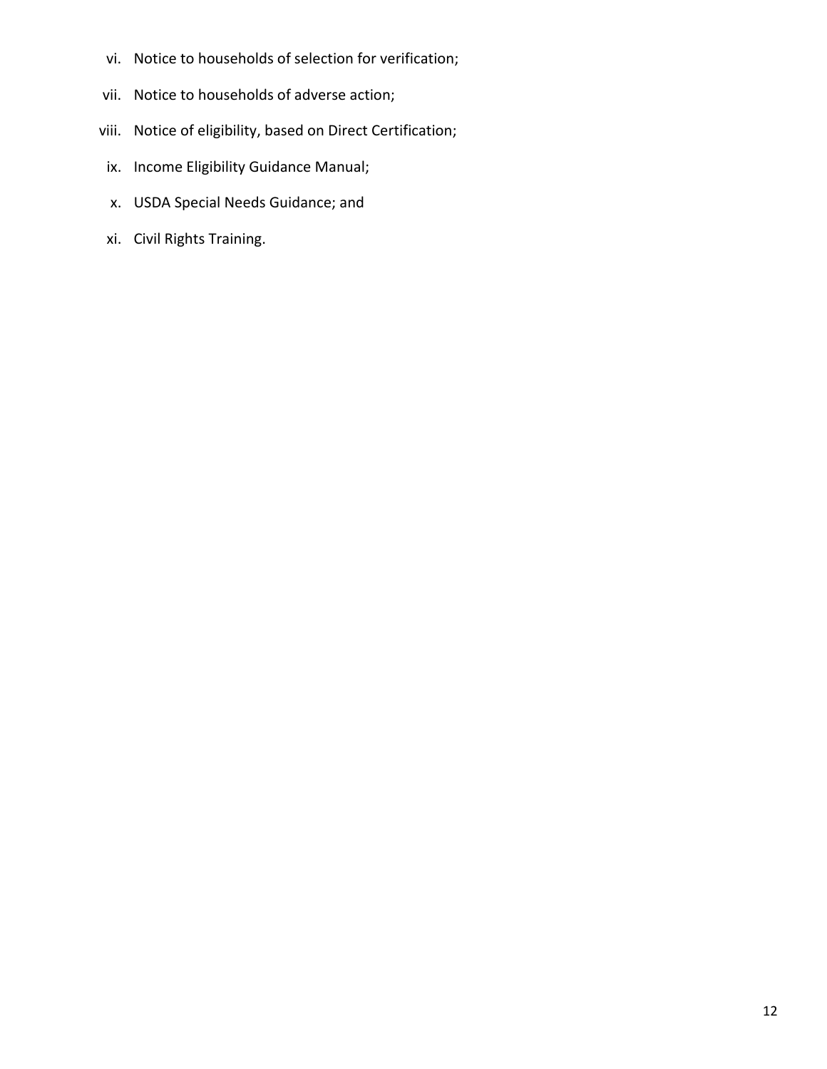vi. Notice to households of selection for verification;

vii. Notice to households of adverse action;

viii. Notice of eligibility, based on Direct Certification;

ix. Income Eligibility Guidance Manual;

x. USDA Special Needs Guidance; and

xi. Civil Rights Training.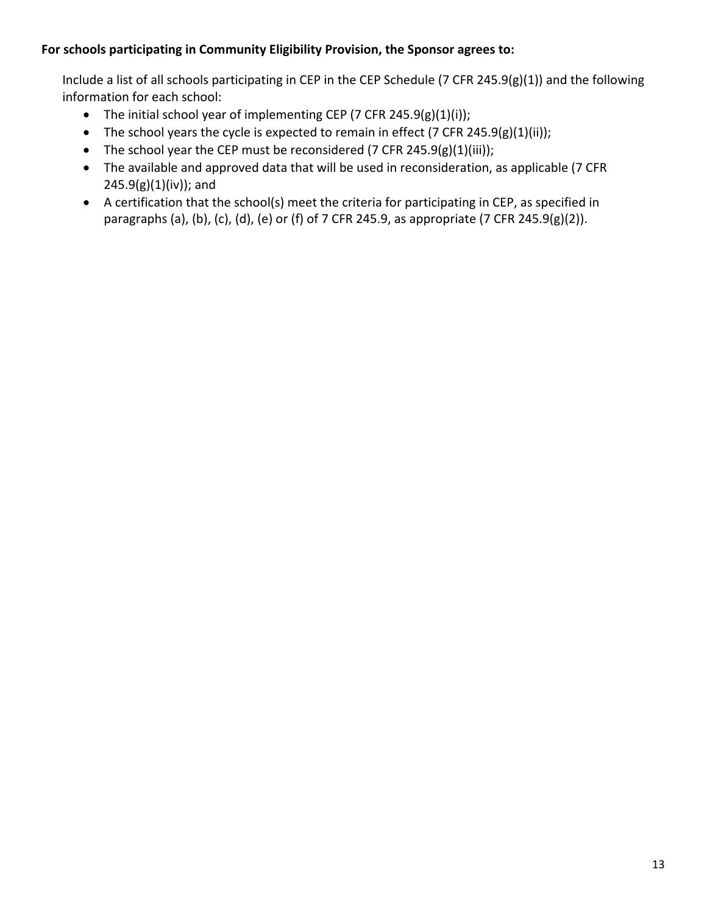**For schools participating in Community Eligibility Provision, the Sponsor agrees to:**

Include a list of all schools participating in CEP in the CEP Schedule (7 CFR 245.9(g)(1)) and the following information for each school:

- The initial school year of implementing CEP (7 CFR 245.9(g)(1)(i));
- The school years the cycle is expected to remain in effect (7 CFR 245.9(g)(1)(ii));
- The school year the CEP must be reconsidered (7 CFR 245.9(g)(1)(iii));
- The available and approved data that will be used in reconsideration, as applicable (7 CFR 245.9(g)(1)(iv)); and
- A certification that the school(s) meet the criteria for participating in CEP, as specified in paragraphs (a), (b), (c), (d), (e) or (f) of 7 CFR 245.9, as appropriate (7 CFR 245.9(g)(2)).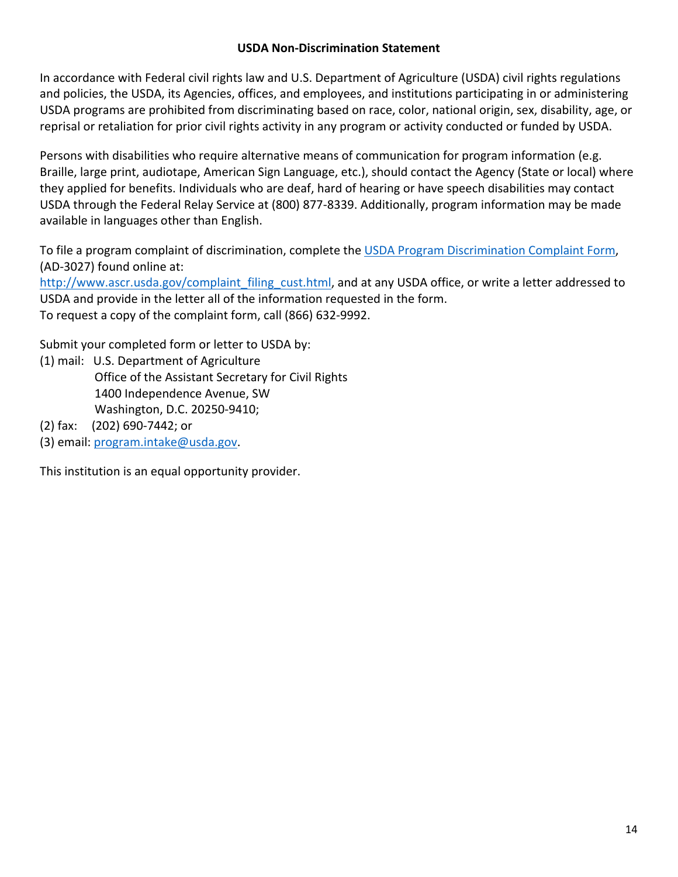**USDA Non-Discrimination Statement**

In accordance with Federal civil rights law and U.S. Department of Agriculture (USDA) civil rights regulations and policies, the USDA, its Agencies, offices, and employees, and institutions participating in or administering USDA programs are prohibited from discriminating based on race, color, national origin, sex, disability, age, or reprisal or retaliation for prior civil rights activity in any program or activity conducted or funded by USDA.

Persons with disabilities who require alternative means of communication for program information (e.g. Braille, large print, audiotape, American Sign Language, etc.), should contact the Agency (State or local) where they applied for benefits. Individuals who are deaf, hard of hearing or have speech disabilities may contact USDA through the Federal Relay Service at (800) 877-8339. Additionally, program information may be made available in languages other than English.

To file a program complaint of discrimination, complete the USDA Program Discrimination Complaint Form, (AD-3027) found online at:
http://www.ascr.usda.gov/complaint_filing_cust.html, and at any USDA office, or write a letter addressed to USDA and provide in the letter all of the information requested in the form.
To request a copy of the complaint form, call (866) 632-9992.

Submit your completed form or letter to USDA by:

(1) mail: U.S. Department of Agriculture
Office of the Assistant Secretary for Civil Rights
1400 Independence Avenue, SW
Washington, D.C. 20250-9410;

(2) fax: (202) 690-7442; or

(3) email: program.intake@usda.gov.

This institution is an equal opportunity provider.